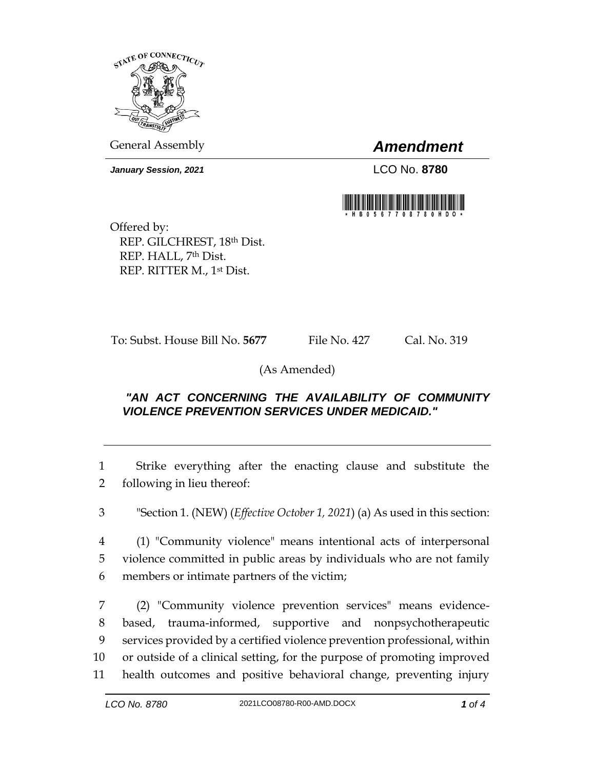General Assembly

# *Amendment*

***January Session, 2021***

LCO No. **8780**

Offered by:
REP. GILCHREST, 18th Dist.
REP. HALL, 7th Dist.
REP. RITTER M., 1st Dist.

To: Subst. House Bill No. **5677** File No. 427 Cal. No. 319

(As Amended)

***"AN ACT CONCERNING THE AVAILABILITY OF COMMUNITY VIOLENCE PREVENTION SERVICES UNDER MEDICAID."***

---

1 Strike everything after the enacting clause and substitute the
2 following in lieu thereof:

3 "Section 1. (NEW) (*Effective October 1, 2021*) (a) As used in this section:

4 (1) "Community violence" means intentional acts of interpersonal
5 violence committed in public areas by individuals who are not family
6 members or intimate partners of the victim;

7 (2) "Community violence prevention services" means evidence-
8 based, trauma-informed, supportive and nonpsychotherapeutic
9 services provided by a certified violence prevention professional, within
10 or outside of a clinical setting, for the purpose of promoting improved
11 health outcomes and positive behavioral change, preventing injury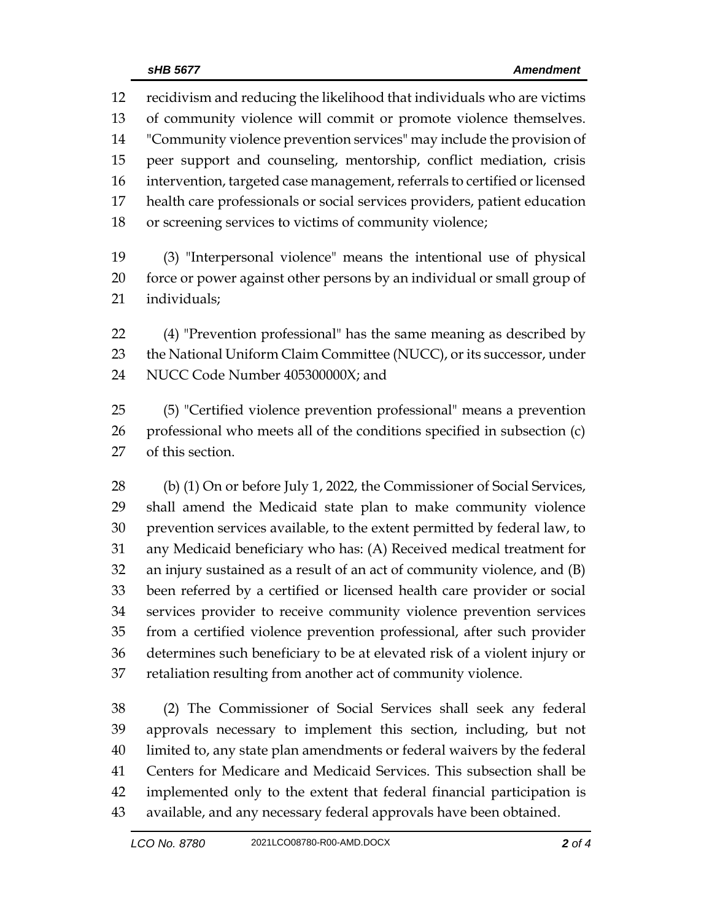recidivism and reducing the likelihood that individuals who are victims of community violence will commit or promote violence themselves. "Community violence prevention services" may include the provision of peer support and counseling, mentorship, conflict mediation, crisis intervention, targeted case management, referrals to certified or licensed health care professionals or social services providers, patient education or screening services to victims of community violence;

(3) "Interpersonal violence" means the intentional use of physical force or power against other persons by an individual or small group of individuals;

(4) "Prevention professional" has the same meaning as described by the National Uniform Claim Committee (NUCC), or its successor, under NUCC Code Number 405300000X; and

(5) "Certified violence prevention professional" means a prevention professional who meets all of the conditions specified in subsection (c) of this section.

(b) (1) On or before July 1, 2022, the Commissioner of Social Services, shall amend the Medicaid state plan to make community violence prevention services available, to the extent permitted by federal law, to any Medicaid beneficiary who has: (A) Received medical treatment for an injury sustained as a result of an act of community violence, and (B) been referred by a certified or licensed health care provider or social services provider to receive community violence prevention services from a certified violence prevention professional, after such provider determines such beneficiary to be at elevated risk of a violent injury or retaliation resulting from another act of community violence.

(2) The Commissioner of Social Services shall seek any federal approvals necessary to implement this section, including, but not limited to, any state plan amendments or federal waivers by the federal Centers for Medicare and Medicaid Services. This subsection shall be implemented only to the extent that federal financial participation is available, and any necessary federal approvals have been obtained.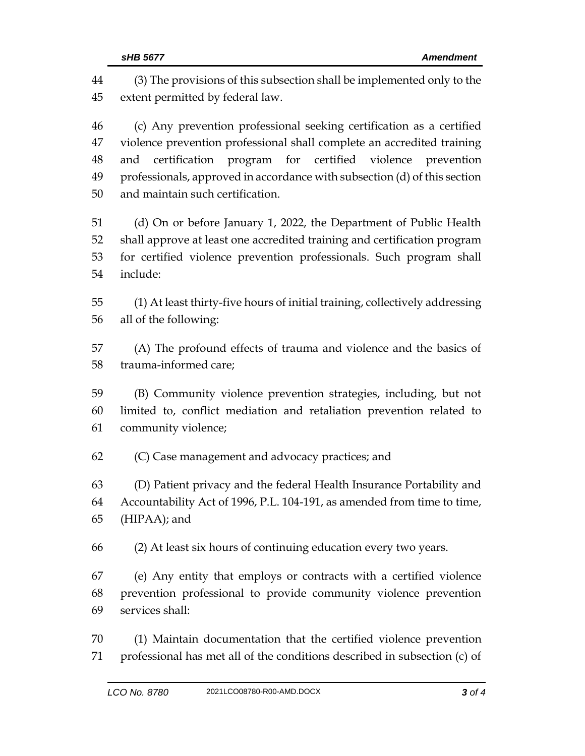(3) The provisions of this subsection shall be implemented only to the extent permitted by federal law.

(c) Any prevention professional seeking certification as a certified violence prevention professional shall complete an accredited training and certification program for certified violence prevention professionals, approved in accordance with subsection (d) of this section and maintain such certification.

(d) On or before January 1, 2022, the Department of Public Health shall approve at least one accredited training and certification program for certified violence prevention professionals. Such program shall include:

(1) At least thirty-five hours of initial training, collectively addressing all of the following:

(A) The profound effects of trauma and violence and the basics of trauma-informed care;

(B) Community violence prevention strategies, including, but not limited to, conflict mediation and retaliation prevention related to community violence;

(C) Case management and advocacy practices; and

(D) Patient privacy and the federal Health Insurance Portability and Accountability Act of 1996, P.L. 104-191, as amended from time to time, (HIPAA); and

(2) At least six hours of continuing education every two years.

(e) Any entity that employs or contracts with a certified violence prevention professional to provide community violence prevention services shall:

(1) Maintain documentation that the certified violence prevention professional has met all of the conditions described in subsection (c) of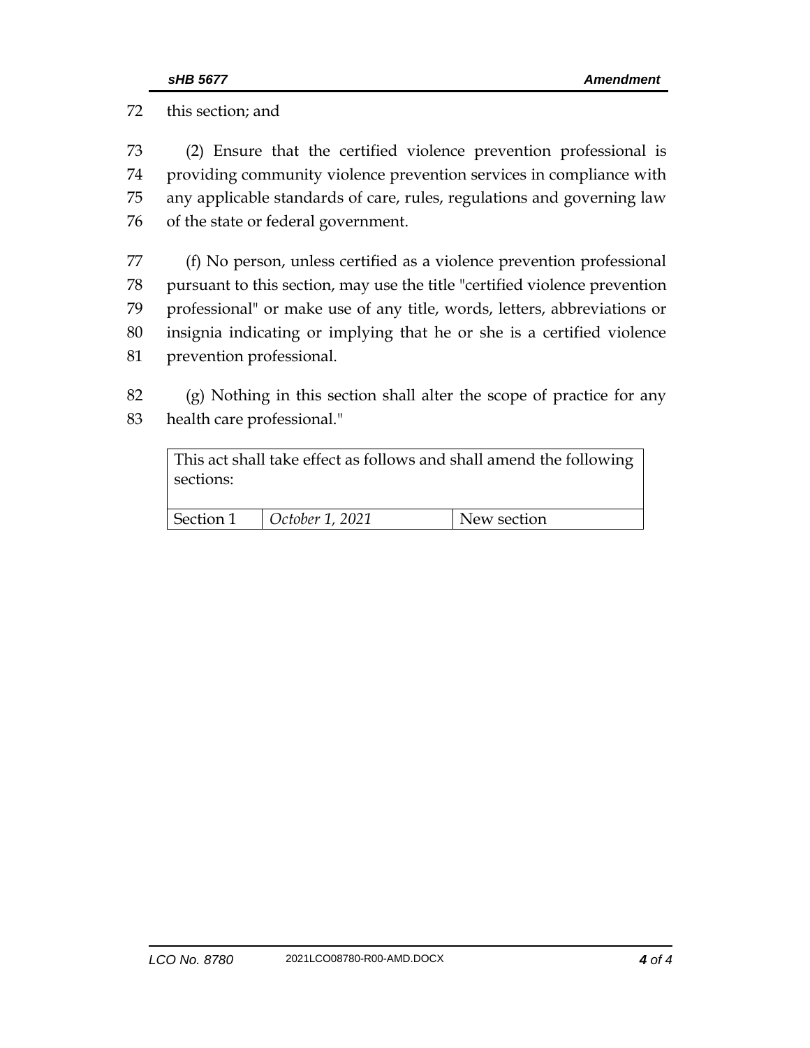72 this section; and

73 (2) Ensure that the certified violence prevention professional is
74 providing community violence prevention services in compliance with
75 any applicable standards of care, rules, regulations and governing law
76 of the state or federal government.

77 (f) No person, unless certified as a violence prevention professional
78 pursuant to this section, may use the title "certified violence prevention
79 professional" or make use of any title, words, letters, abbreviations or
80 insignia indicating or implying that he or she is a certified violence
81 prevention professional.

82 (g) Nothing in this section shall alter the scope of practice for any
83 health care professional."

| This act shall take effect as follows and shall amend the following sections: | | |
|---|---|---|
| Section 1 | *October 1, 2021* | New section |